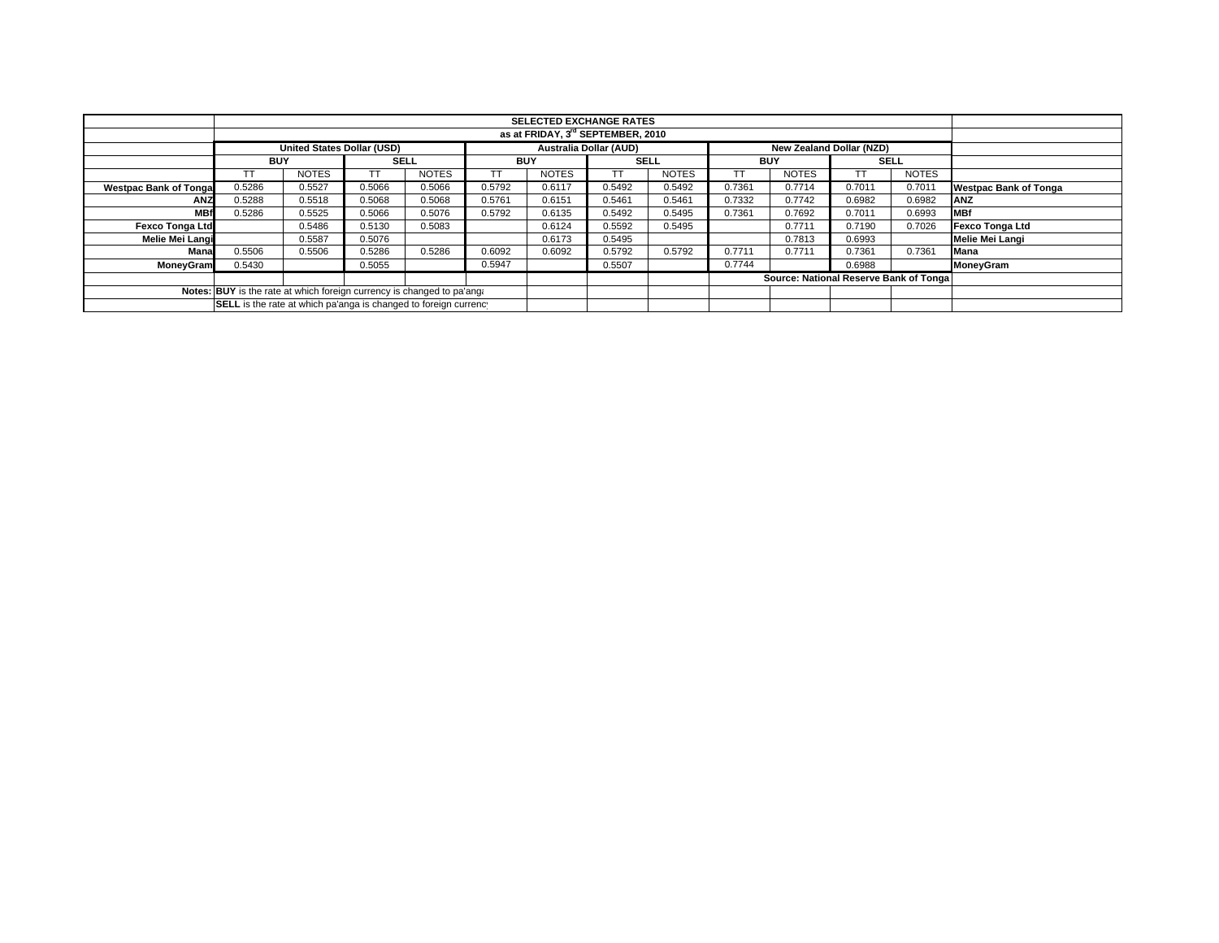| | SELECTED EXCHANGE RATES | | | | | | | | | | | | |
|---|---|---|---|---|---|---|---|---|---|---|---|---|---|
| | as at FRIDAY, 3rd SEPTEMBER, 2010 | | | | | | | | | | | | |
| | United States Dollar (USD) | | | | Australia Dollar (AUD) | | | | New Zealand Dollar (NZD) | | | | |
| | BUY | | SELL | | BUY | | SELL | | BUY | | SELL | | |
| | TT | NOTES | TT | NOTES | TT | NOTES | TT | NOTES | TT | NOTES | TT | NOTES | |
| **Westpac Bank of Tonga** | 0.5286 | 0.5527 | 0.5066 | 0.5066 | 0.5792 | 0.6117 | 0.5492 | 0.5492 | 0.7361 | 0.7714 | 0.7011 | 0.7011 | **Westpac Bank of Tonga** |
| **ANZ** | 0.5288 | 0.5518 | 0.5068 | 0.5068 | 0.5761 | 0.6151 | 0.5461 | 0.5461 | 0.7332 | 0.7742 | 0.6982 | 0.6982 | **ANZ** |
| **MBf** | 0.5286 | 0.5525 | 0.5066 | 0.5076 | 0.5792 | 0.6135 | 0.5492 | 0.5495 | 0.7361 | 0.7692 | 0.7011 | 0.6993 | **MBf** |
| **Fexco Tonga Ltd** | | 0.5486 | 0.5130 | 0.5083 | | 0.6124 | 0.5592 | 0.5495 | | 0.7711 | 0.7190 | 0.7026 | **Fexco Tonga Ltd** |
| **Melie Mei Langi** | | 0.5587 | 0.5076 | | | 0.6173 | 0.5495 | | | 0.7813 | 0.6993 | | **Melie Mei Langi** |
| **Mana** | 0.5506 | 0.5506 | 0.5286 | 0.5286 | 0.6092 | 0.6092 | 0.5792 | 0.5792 | 0.7711 | 0.7711 | 0.7361 | 0.7361 | **Mana** |
| **MoneyGram** | 0.5430 | | 0.5055 | | 0.5947 | | 0.5507 | | 0.7744 | | 0.6988 | | **MoneyGram** |
| | | | | | | | | | **Source: National Reserve Bank of Tonga** | | | | |
| **Notes:** | **BUY** is the rate at which foreign currency is changed to pa'anga | | | | | | | | | | | | |
| | **SELL** is the rate at which pa'anga is changed to foreign currency | | | | | | | | | | | | |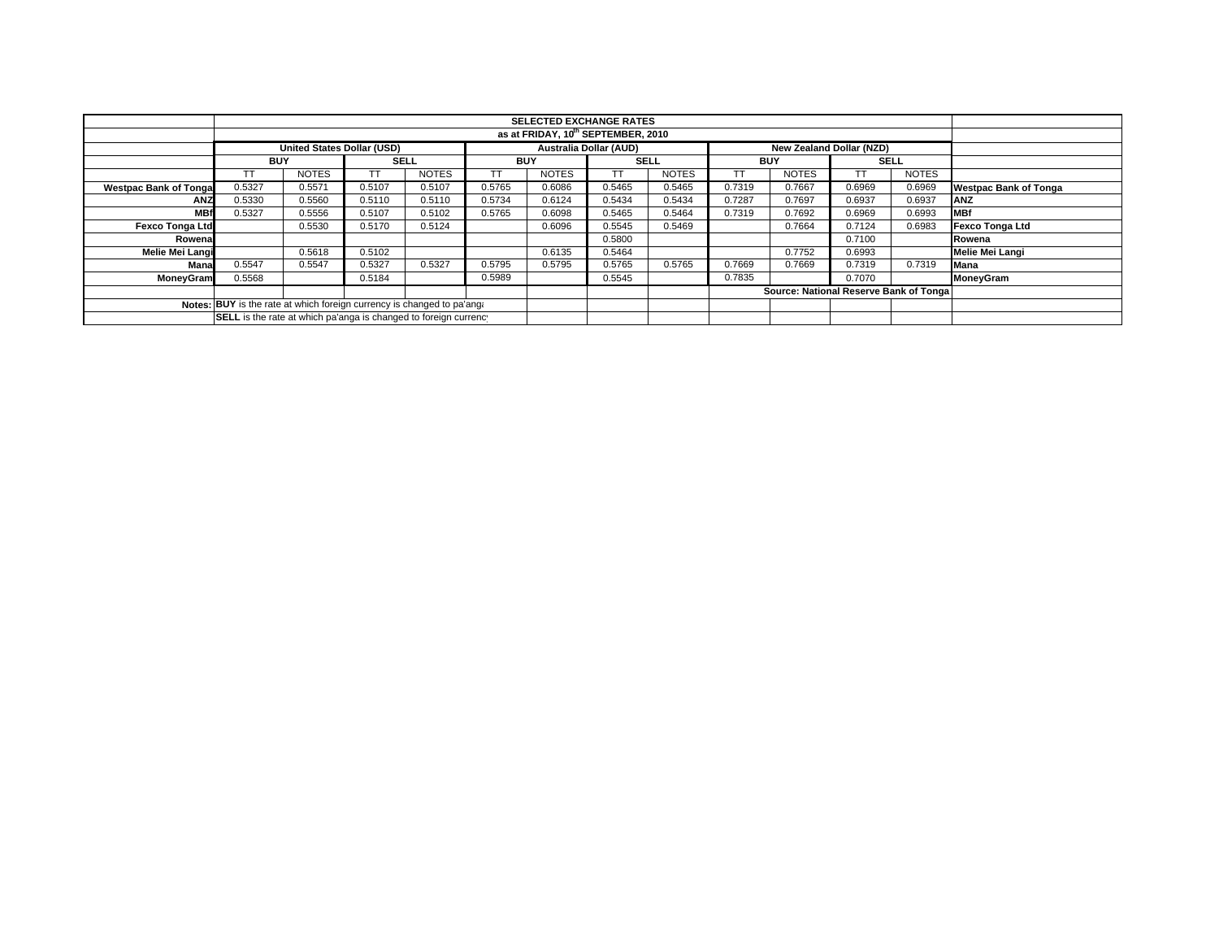| | SELECTED EXCHANGE RATES | | | | | | | | | | | | |
|---|---|---|---|---|---|---|---|---|---|---|---|---|---|
| | as at FRIDAY, 10th SEPTEMBER, 2010 | | | | | | | | | | | | |
| | United States Dollar (USD) | | | | Australia Dollar (AUD) | | | | New Zealand Dollar (NZD) | | | | |
| | BUY | | SELL | | BUY | | SELL | | BUY | | SELL | | |
| | TT | NOTES | TT | NOTES | TT | NOTES | TT | NOTES | TT | NOTES | TT | NOTES | |
| Westpac Bank of Tonga | 0.5327 | 0.5571 | 0.5107 | 0.5107 | 0.5765 | 0.6086 | 0.5465 | 0.5465 | 0.7319 | 0.7667 | 0.6969 | 0.6969 | Westpac Bank of Tonga |
| ANZ | 0.5330 | 0.5560 | 0.5110 | 0.5110 | 0.5734 | 0.6124 | 0.5434 | 0.5434 | 0.7287 | 0.7697 | 0.6937 | 0.6937 | ANZ |
| MBf | 0.5327 | 0.5556 | 0.5107 | 0.5102 | 0.5765 | 0.6098 | 0.5465 | 0.5464 | 0.7319 | 0.7692 | 0.6969 | 0.6993 | MBf |
| Fexco Tonga Ltd | | 0.5530 | 0.5170 | 0.5124 | | 0.6096 | 0.5545 | 0.5469 | | 0.7664 | 0.7124 | 0.6983 | Fexco Tonga Ltd |
| Rowena | | | | | | | 0.5800 | | | | 0.7100 | | Rowena |
| Melie Mei Langi | | 0.5618 | 0.5102 | | | 0.6135 | 0.5464 | | | 0.7752 | 0.6993 | | Melie Mei Langi |
| Mana | 0.5547 | 0.5547 | 0.5327 | 0.5327 | 0.5795 | 0.5795 | 0.5765 | 0.5765 | 0.7669 | 0.7669 | 0.7319 | 0.7319 | Mana |
| MoneyGram | 0.5568 | | 0.5184 | | 0.5989 | | 0.5545 | | 0.7835 | | 0.7070 | | MoneyGram |
| | | | | | | | | | Source: National Reserve Bank of Tonga | | | | |
| Notes: | **BUY** is the rate at which foreign currency is changed to pa'anga | | | | | | | | | | | | |
| | **SELL** is the rate at which pa'anga is changed to foreign currency | | | | | | | | | | | | |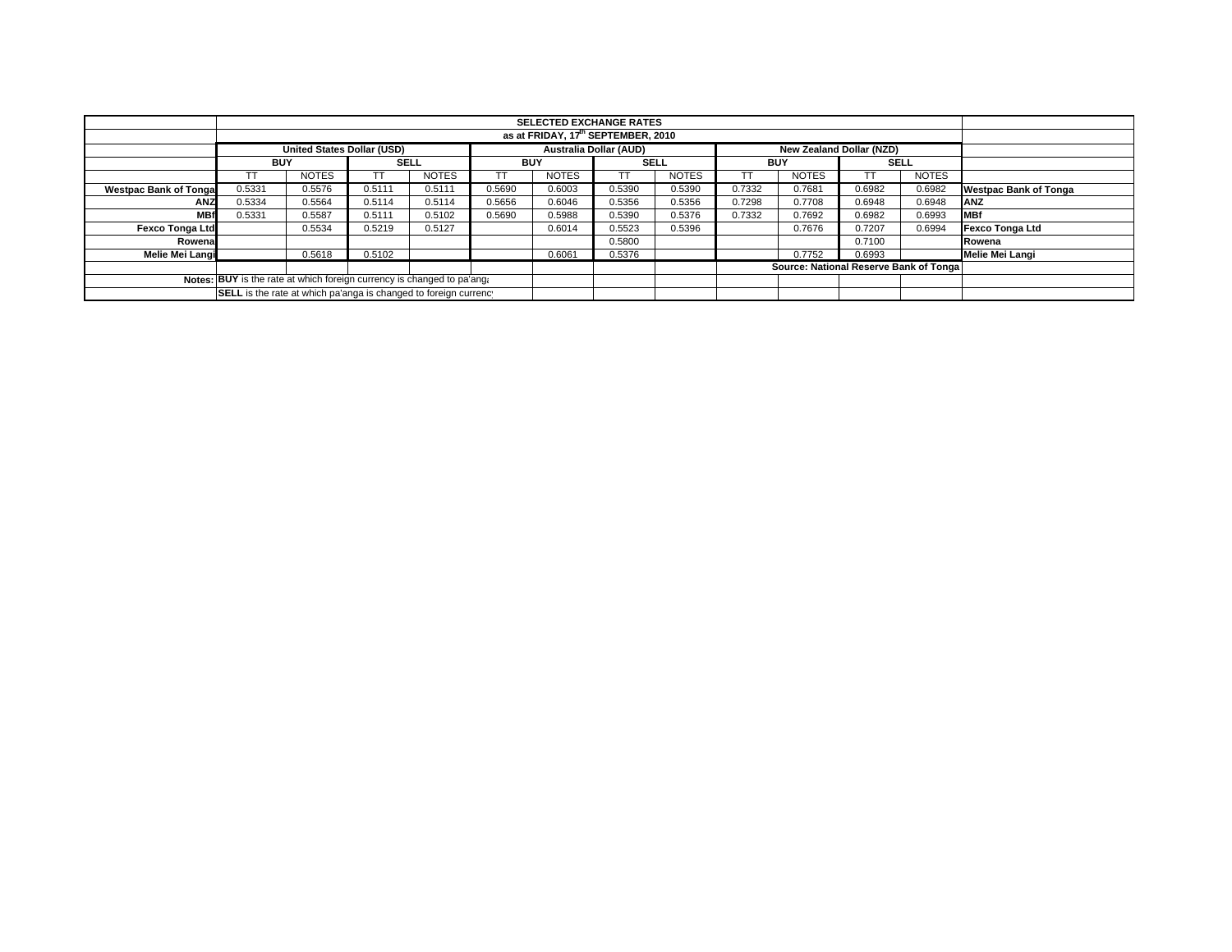| | SELECTED EXCHANGE RATES | | | | | | | | | | | | |
|---|---|---|---|---|---|---|---|---|---|---|---|---|---|
| | as at FRIDAY, 17th SEPTEMBER, 2010 | | | | | | | | | | | | |
| | United States Dollar (USD) | | | | Australia Dollar (AUD) | | | | New Zealand Dollar (NZD) | | | | |
| | BUY | | SELL | | BUY | | SELL | | BUY | | SELL | | |
| | TT | NOTES | TT | NOTES | TT | NOTES | TT | NOTES | TT | NOTES | TT | NOTES | |
| Westpac Bank of Tonga | 0.5331 | 0.5576 | 0.5111 | 0.5111 | 0.5690 | 0.6003 | 0.5390 | 0.5390 | 0.7332 | 0.7681 | 0.6982 | 0.6982 | Westpac Bank of Tonga |
| ANZ | 0.5334 | 0.5564 | 0.5114 | 0.5114 | 0.5656 | 0.6046 | 0.5356 | 0.5356 | 0.7298 | 0.7708 | 0.6948 | 0.6948 | ANZ |
| MBf | 0.5331 | 0.5587 | 0.5111 | 0.5102 | 0.5690 | 0.5988 | 0.5390 | 0.5376 | 0.7332 | 0.7692 | 0.6982 | 0.6993 | MBf |
| Fexco Tonga Ltd | | 0.5534 | 0.5219 | 0.5127 | | 0.6014 | 0.5523 | 0.5396 | | 0.7676 | 0.7207 | 0.6994 | Fexco Tonga Ltd |
| Rowena | | | | | | | 0.5800 | | | | 0.7100 | | Rowena |
| Melie Mei Langi | | 0.5618 | 0.5102 | | | 0.6061 | 0.5376 | | | 0.7752 | 0.6993 | | Melie Mei Langi |
| | | | | | | | | | Source: National Reserve Bank of Tonga | | | | |
| Notes: | **BUY** is the rate at which foreign currency is changed to pa'anga | | | | | | | | | | | | |
| | **SELL** is the rate at which pa'anga is changed to foreign currency | | | | | | | | | | | | |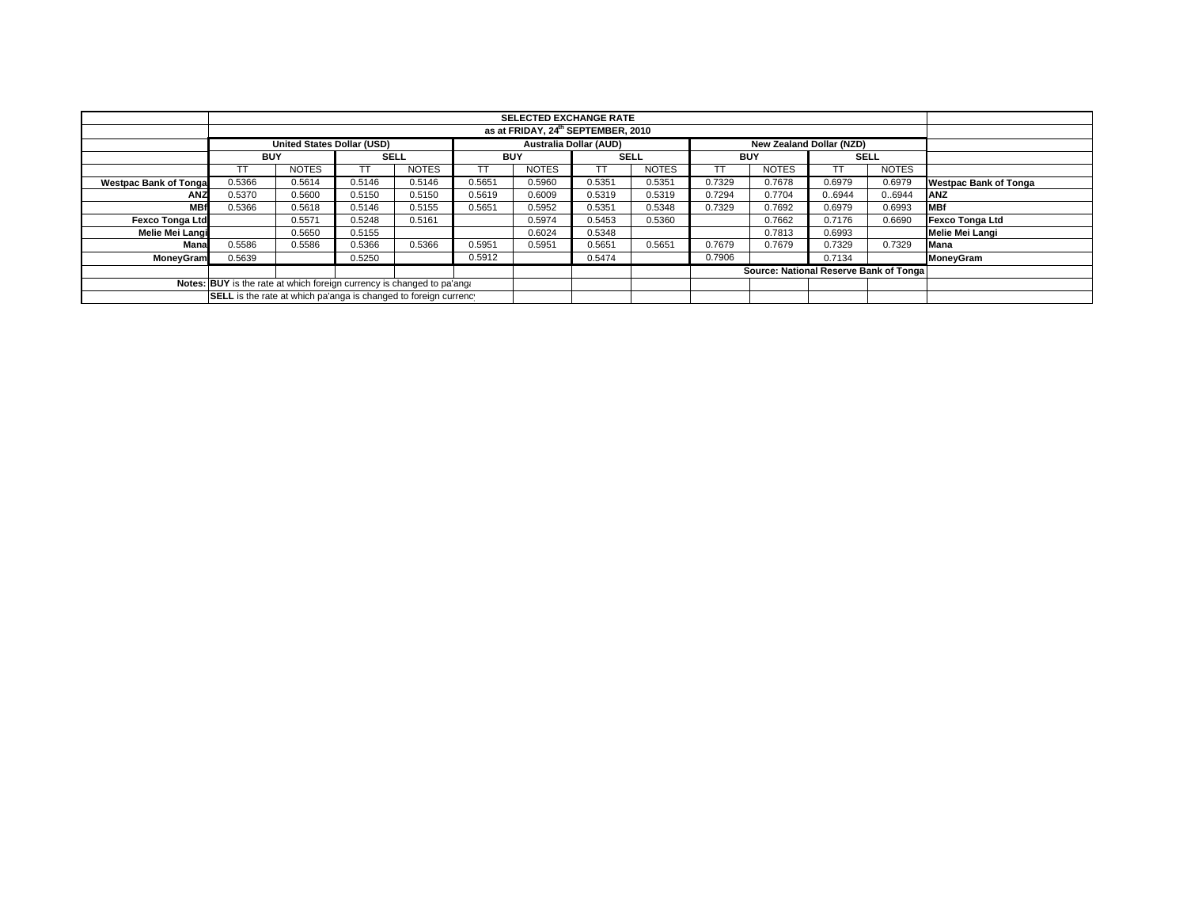| | SELECTED EXCHANGE RATE | | | | | | | | | | | | |
|---|---|---|---|---|---|---|---|---|---|---|---|---|---|
| | as at FRIDAY, 24th SEPTEMBER, 2010 | | | | | | | | | | | | |
| | United States Dollar (USD) | | | | Australia Dollar (AUD) | | | | New Zealand Dollar (NZD) | | | | |
| | BUY | | SELL | | BUY | | SELL | | BUY | | SELL | | |
| | TT | NOTES | TT | NOTES | TT | NOTES | TT | NOTES | TT | NOTES | TT | NOTES | |
| Westpac Bank of Tonga | 0.5366 | 0.5614 | 0.5146 | 0.5146 | 0.5651 | 0.5960 | 0.5351 | 0.5351 | 0.7329 | 0.7678 | 0.6979 | 0.6979 | Westpac Bank of Tonga |
| ANZ | 0.5370 | 0.5600 | 0.5150 | 0.5150 | 0.5619 | 0.6009 | 0.5319 | 0.5319 | 0.7294 | 0.7704 | 0..6944 | 0..6944 | ANZ |
| MBf | 0.5366 | 0.5618 | 0.5146 | 0.5155 | 0.5651 | 0.5952 | 0.5351 | 0.5348 | 0.7329 | 0.7692 | 0.6979 | 0.6993 | MBf |
| Fexco Tonga Ltd | | 0.5571 | 0.5248 | 0.5161 | | 0.5974 | 0.5453 | 0.5360 | | 0.7662 | 0.7176 | 0.6690 | Fexco Tonga Ltd |
| Melie Mei Langi | | 0.5650 | 0.5155 | | | 0.6024 | 0.5348 | | | 0.7813 | 0.6993 | | Melie Mei Langi |
| Mana | 0.5586 | 0.5586 | 0.5366 | 0.5366 | 0.5951 | 0.5951 | 0.5651 | 0.5651 | 0.7679 | 0.7679 | 0.7329 | 0.7329 | Mana |
| MoneyGram | 0.5639 | | 0.5250 | | 0.5912 | | 0.5474 | | 0.7906 | | 0.7134 | | MoneyGram |
| | | | | | | | | | Source: National Reserve Bank of Tonga | | | | |
| Notes: | **BUY** is the rate at which foreign currency is changed to pa'anga | | | | | | | | | | | | |
| | **SELL** is the rate at which pa'anga is changed to foreign currency | | | | | | | | | | | | |